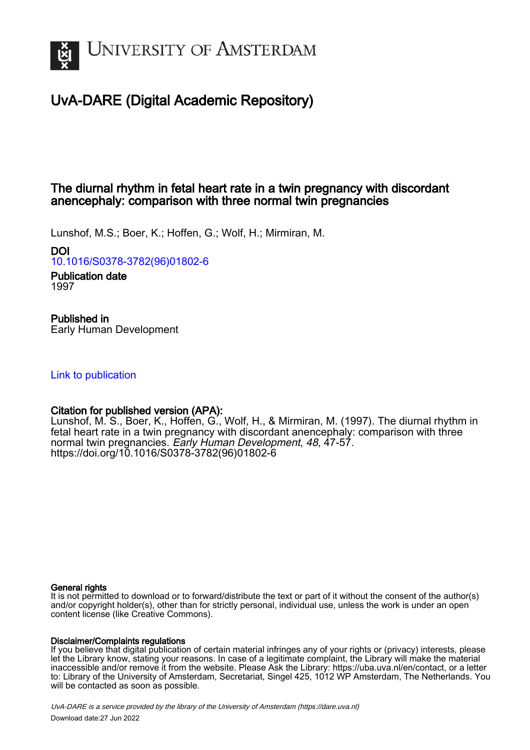# UvA-DARE (Digital Academic Repository)

## The diurnal rhythm in fetal heart rate in a twin pregnancy with discordant anencephaly: comparison with three normal twin pregnancies

Lunshof, M.S.; Boer, K.; Hoffen, G.; Wolf, H.; Mirmiran, M.

**DOI**
10.1016/S0378-3782(96)01802-6

**Publication date**
1997

**Published in**
Early Human Development

Link to publication

**Citation for published version (APA):**
Lunshof, M. S., Boer, K., Hoffen, G., Wolf, H., & Mirmiran, M. (1997). The diurnal rhythm in fetal heart rate in a twin pregnancy with discordant anencephaly: comparison with three normal twin pregnancies. *Early Human Development*, *48*, 47-57. https://doi.org/10.1016/S0378-3782(96)01802-6

**General rights**
It is not permitted to download or to forward/distribute the text or part of it without the consent of the author(s) and/or copyright holder(s), other than for strictly personal, individual use, unless the work is under an open content license (like Creative Commons).

**Disclaimer/Complaints regulations**
If you believe that digital publication of certain material infringes any of your rights or (privacy) interests, please let the Library know, stating your reasons. In case of a legitimate complaint, the Library will make the material inaccessible and/or remove it from the website. Please Ask the Library: https://uba.uva.nl/en/contact, or a letter to: Library of the University of Amsterdam, Secretariat, Singel 425, 1012 WP Amsterdam, The Netherlands. You will be contacted as soon as possible.

*UvA-DARE is a service provided by the library of the University of Amsterdam (https://dare.uva.nl)*
Download date:27 Jun 2022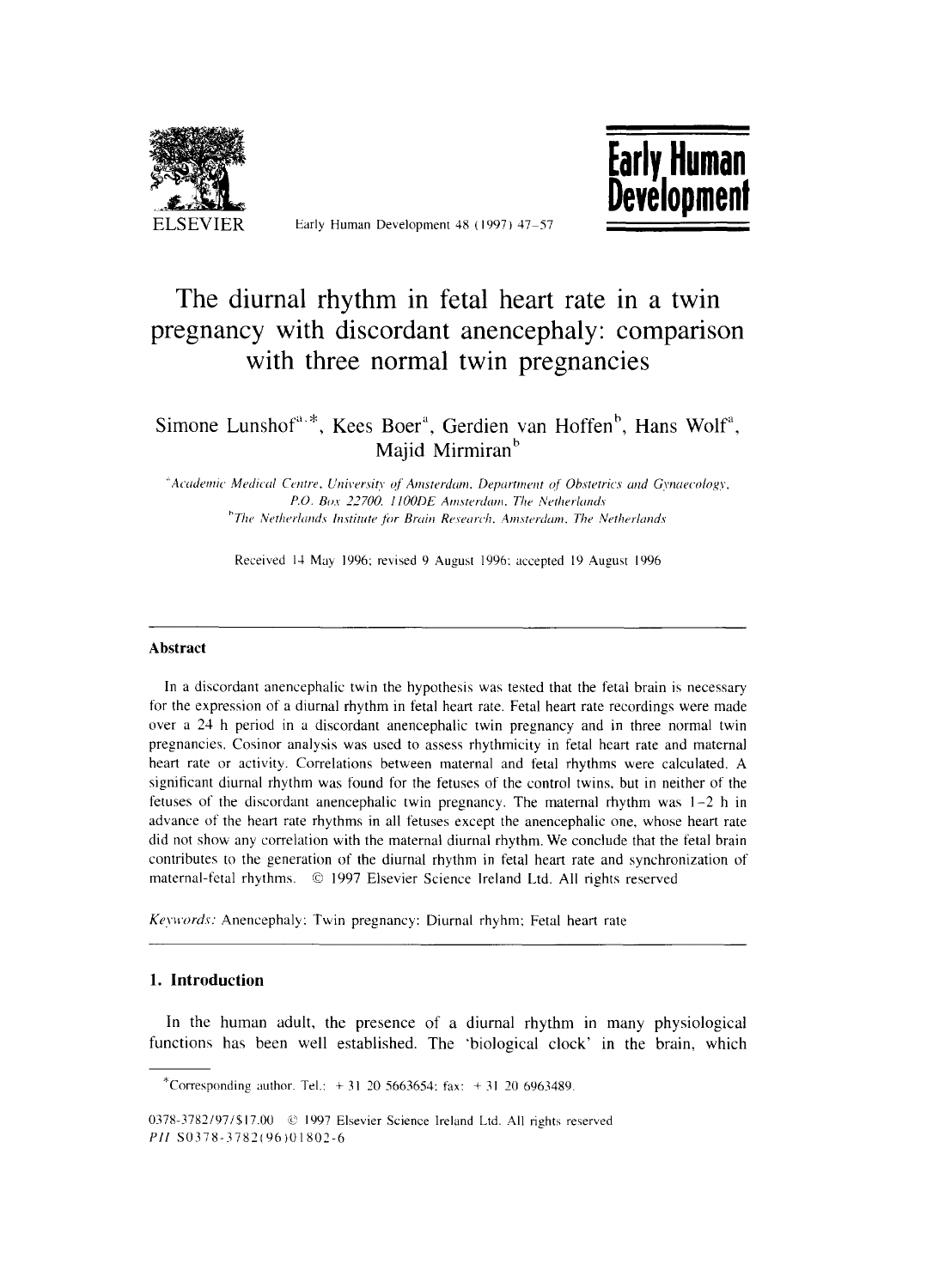# The diurnal rhythm in fetal heart rate in a twin pregnancy with discordant anencephaly: comparison with three normal twin pregnancies

Simone Lunshof[a,*], Kees Boer[a], Gerdien van Hoffen[b], Hans Wolf[a], Majid Mirmiran[b]

[a]Academic Medical Centre, University of Amsterdam, Department of Obstetrics and Gynaecology, P.O. Box 22700, 1100DE Amsterdam, The Netherlands

[b]The Netherlands Institute for Brain Research, Amsterdam, The Netherlands

Received 14 May 1996; revised 9 August 1996; accepted 19 August 1996

## Abstract

In a discordant anencephalic twin the hypothesis was tested that the fetal brain is necessary for the expression of a diurnal rhythm in fetal heart rate. Fetal heart rate recordings were made over a 24 h period in a discordant anencephalic twin pregnancy and in three normal twin pregnancies. Cosinor analysis was used to assess rhythmicity in fetal heart rate and maternal heart rate or activity. Correlations between maternal and fetal rhythms were calculated. A significant diurnal rhythm was found for the fetuses of the control twins, but in neither of the fetuses of the discordant anencephalic twin pregnancy. The maternal rhythm was 1–2 h in advance of the heart rate rhythms in all fetuses except the anencephalic one, whose heart rate did not show any correlation with the maternal diurnal rhythm. We conclude that the fetal brain contributes to the generation of the diurnal rhythm in fetal heart rate and synchronization of maternal-fetal rhythms. © 1997 Elsevier Science Ireland Ltd. All rights reserved

*Keywords:* Anencephaly; Twin pregnancy; Diurnal rhyhm; Fetal heart rate

## 1. Introduction

In the human adult, the presence of a diurnal rhythm in many physiological functions has been well established. The 'biological clock' in the brain, which

*Corresponding author. Tel.: +31 20 5663654; fax: +31 20 6963489.

0378-3782/97/$17.00 © 1997 Elsevier Science Ireland Ltd. All rights reserved
PII S0378-3782(96)01802-6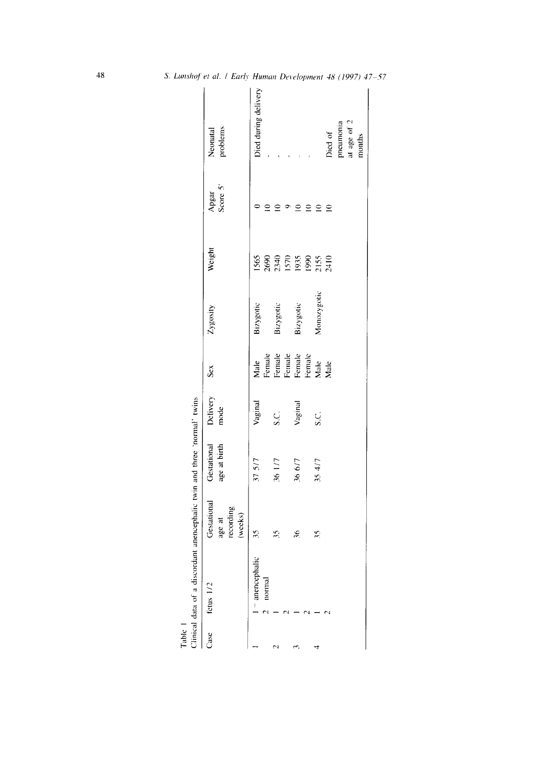Table 1

Clinical data of a discordant anencephalic twin and three 'normal' twins

| Case | fetus 1/2 | Gestational age at recording (weeks) | Gestational age at birth | Delivery mode | Sex | Zygosity | Weight | Apgar Score 5' | Neonatal problems |
|---|---|---|---|---|---|---|---|---|---|
| 1 | 1 – anencephalic | 35 | 37 5/7 | Vaginal | Male | Bizygotic | 1565 | 0 | Died during delivery |
| | 2 normal | | | | Female | | 2690 | 10 | - |
| 2 | 1 | 35 | 36 1/7 | S.C. | Female | Bizygotic | 2340 | 10 | - |
| | 2 | | | | Female | | 1570 | 9 | - |
| 3 | 1 | 36 | 36 6/7 | Vaginal | Female | Bizygotic | 1935 | 10 | - |
| | 2 | | | | Female | | 1990 | 10 | - |
| 4 | 1 | 35 | 35 4/7 | S.C. | Male | Monozygotic | 2155 | 10 | - |
| | 2 | | | | Male | | 2410 | 10 | Died of pneumonia at age of 2 months |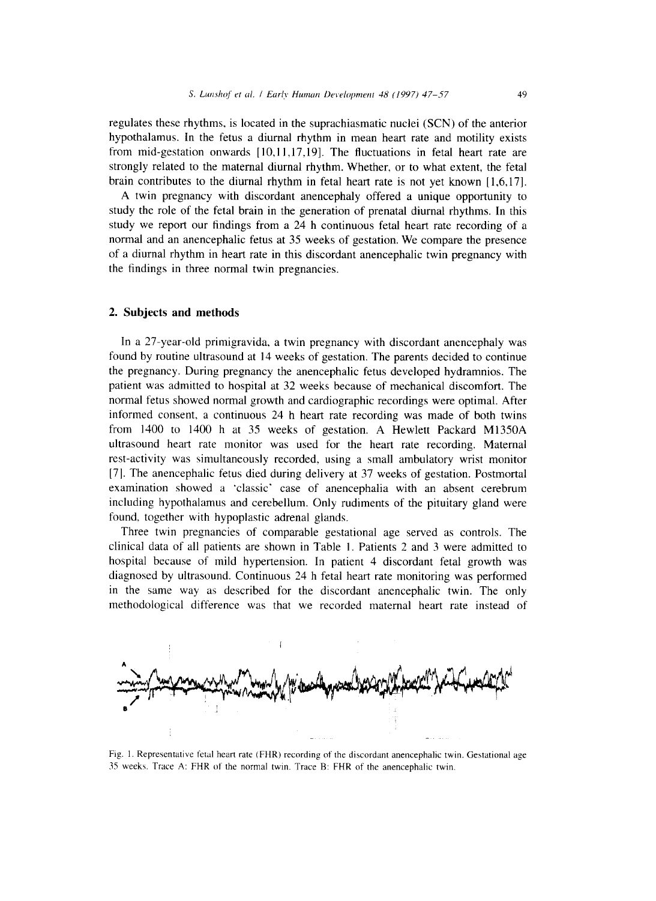regulates these rhythms, is located in the suprachiasmatic nuclei (SCN) of the anterior hypothalamus. In the fetus a diurnal rhythm in mean heart rate and motility exists from mid-gestation onwards [10,11,17,19]. The fluctuations in fetal heart rate are strongly related to the maternal diurnal rhythm. Whether, or to what extent, the fetal brain contributes to the diurnal rhythm in fetal heart rate is not yet known [1,6,17].

A twin pregnancy with discordant anencephaly offered a unique opportunity to study the role of the fetal brain in the generation of prenatal diurnal rhythms. In this study we report our findings from a 24 h continuous fetal heart rate recording of a normal and an anencephalic fetus at 35 weeks of gestation. We compare the presence of a diurnal rhythm in heart rate in this discordant anencephalic twin pregnancy with the findings in three normal twin pregnancies.

## 2. Subjects and methods

In a 27-year-old primigravida, a twin pregnancy with discordant anencephaly was found by routine ultrasound at 14 weeks of gestation. The parents decided to continue the pregnancy. During pregnancy the anencephalic fetus developed hydramnios. The patient was admitted to hospital at 32 weeks because of mechanical discomfort. The normal fetus showed normal growth and cardiographic recordings were optimal. After informed consent, a continuous 24 h heart rate recording was made of both twins from 1400 to 1400 h at 35 weeks of gestation. A Hewlett Packard M1350A ultrasound heart rate monitor was used for the heart rate recording. Maternal rest-activity was simultaneously recorded, using a small ambulatory wrist monitor [7]. The anencephalic fetus died during delivery at 37 weeks of gestation. Postmortal examination showed a 'classic' case of anencephalia with an absent cerebrum including hypothalamus and cerebellum. Only rudiments of the pituitary gland were found, together with hypoplastic adrenal glands.

Three twin pregnancies of comparable gestational age served as controls. The clinical data of all patients are shown in Table 1. Patients 2 and 3 were admitted to hospital because of mild hypertension. In patient 4 discordant fetal growth was diagnosed by ultrasound. Continuous 24 h fetal heart rate monitoring was performed in the same way as described for the discordant anencephalic twin. The only methodological difference was that we recorded maternal heart rate instead of

A
B

Fig. 1. Representative fetal heart rate (FHR) recording of the discordant anencephalic twin. Gestational age 35 weeks. Trace A: FHR of the normal twin. Trace B: FHR of the anencephalic twin.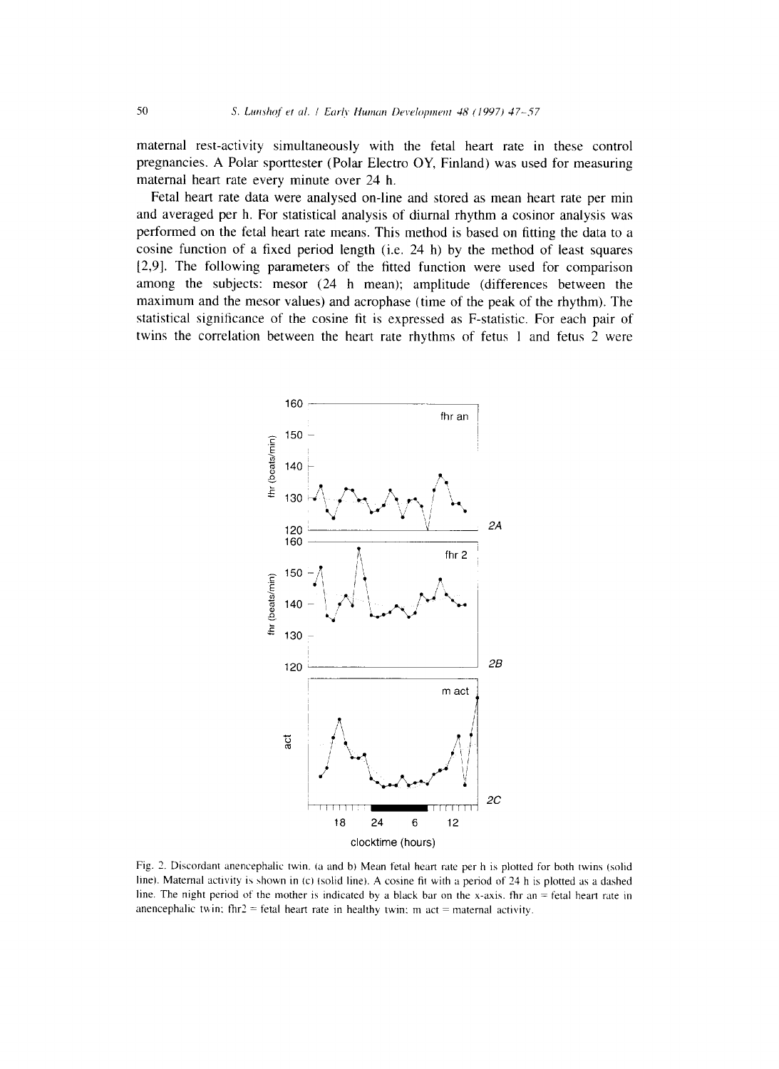maternal rest-activity simultaneously with the fetal heart rate in these control pregnancies. A Polar sporttester (Polar Electro OY, Finland) was used for measuring maternal heart rate every minute over 24 h.

Fetal heart rate data were analysed on-line and stored as mean heart rate per min and averaged per h. For statistical analysis of diurnal rhythm a cosinor analysis was performed on the fetal heart rate means. This method is based on fitting the data to a cosine function of a fixed period length (i.e. 24 h) by the method of least squares [2,9]. The following parameters of the fitted function were used for comparison among the subjects: mesor (24 h mean); amplitude (differences between the maximum and the mesor values) and acrophase (time of the peak of the rhythm). The statistical significance of the cosine fit is expressed as F-statistic. For each pair of twins the correlation between the heart rate rhythms of fetus 1 and fetus 2 were

Fig. 2. Discordant anencephalic twin. (a and b) Mean fetal heart rate per h is plotted for both twins (solid line). Maternal activity is shown in (c) (solid line). A cosine fit with a period of 24 h is plotted as a dashed line. The night period of the mother is indicated by a black bar on the x-axis. fhr an = fetal heart rate in anencephalic twin; fhr2 = fetal heart rate in healthy twin; m act = maternal activity.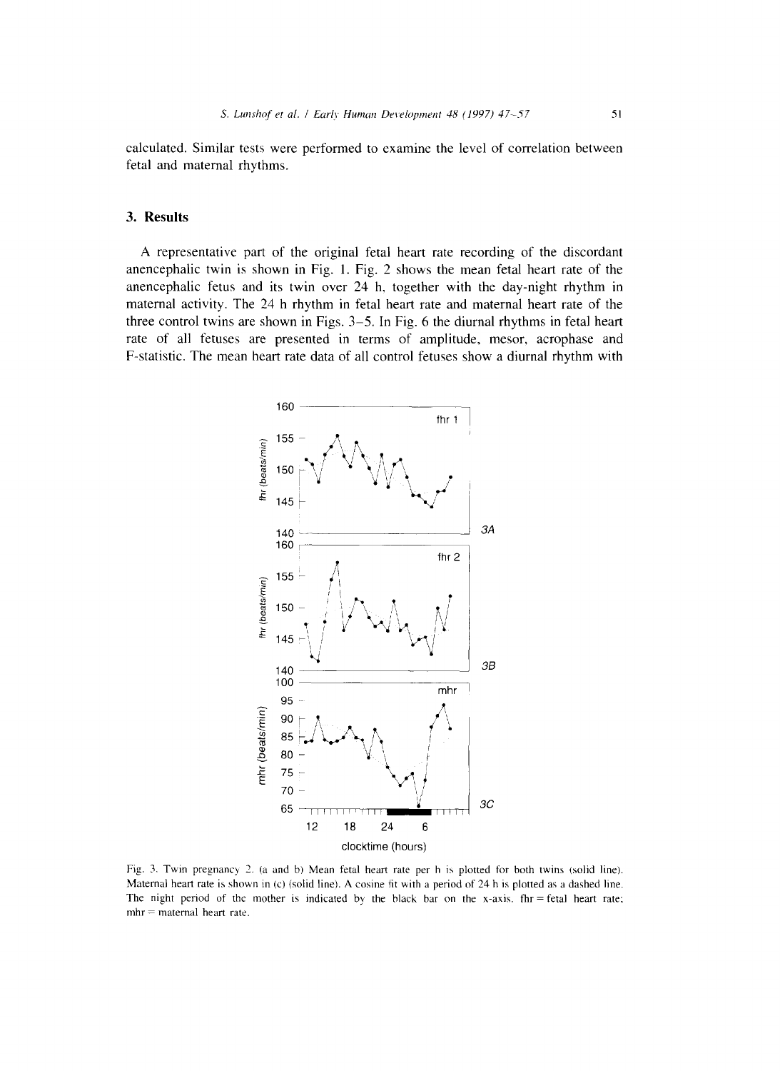calculated. Similar tests were performed to examine the level of correlation between fetal and maternal rhythms.

## 3. Results

A representative part of the original fetal heart rate recording of the discordant anencephalic twin is shown in Fig. 1. Fig. 2 shows the mean fetal heart rate of the anencephalic fetus and its twin over 24 h, together with the day-night rhythm in maternal activity. The 24 h rhythm in fetal heart rate and maternal heart rate of the three control twins are shown in Figs. 3–5. In Fig. 6 the diurnal rhythms in fetal heart rate of all fetuses are presented in terms of amplitude, mesor, acrophase and F-statistic. The mean heart rate data of all control fetuses show a diurnal rhythm with

160
155
150
145
140
fhr (beats/min)
fhr 1
3A

160
155
150
145
140
fhr (beats/min)
fhr 2
3B

100
95
90
85
80
75
70
65
mhr (beats/min)
mhr
3C

12 18 24 6
clocktime (hours)

Fig. 3. Twin pregnancy 2. (a and b) Mean fetal heart rate per h is plotted for both twins (solid line). Maternal heart rate is shown in (c) (solid line). A cosine fit with a period of 24 h is plotted as a dashed line. The night period of the mother is indicated by the black bar on the x-axis. fhr = fetal heart rate; mhr = maternal heart rate.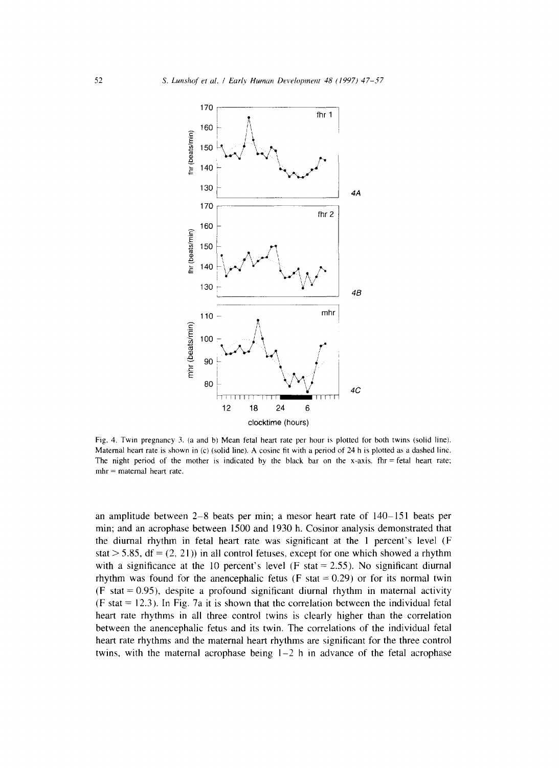170
160
150
140
130
fhr (beats/min)
fhr 1
4A

170
160
150
140
130
fhr (beats/min)
fhr 2
4B

110
100
90
80
mhr (beats/min)
mhr
4C

12 18 24 6
clocktime (hours)

Fig. 4. Twin pregnancy 3. (a and b) Mean fetal heart rate per hour is plotted for both twins (solid line). Maternal heart rate is shown in (c) (solid line). A cosine fit with a period of 24 h is plotted as a dashed line. The night period of the mother is indicated by the black bar on the x-axis. fhr = fetal heart rate; mhr = maternal heart rate.

an amplitude between 2–8 beats per min; a mesor heart rate of 140–151 beats per min; and an acrophase between 1500 and 1930 h. Cosinor analysis demonstrated that the diurnal rhythm in fetal heart rate was significant at the 1 percent's level (F stat $> 5.85$, df $= (2, 21)$) in all control fetuses, except for one which showed a rhythm with a significance at the 10 percent's level (F stat $= 2.55$). No significant diurnal rhythm was found for the anencephalic fetus (F stat $= 0.29$) or for its normal twin (F stat $= 0.95$), despite a profound significant diurnal rhythm in maternal activity (F stat $= 12.3$). In Fig. 7a it is shown that the correlation between the individual fetal heart rate rhythms in all three control twins is clearly higher than the correlation between the anencephalic fetus and its twin. The correlations of the individual fetal heart rate rhythms and the maternal heart rhythms are significant for the three control twins, with the maternal acrophase being 1–2 h in advance of the fetal acrophase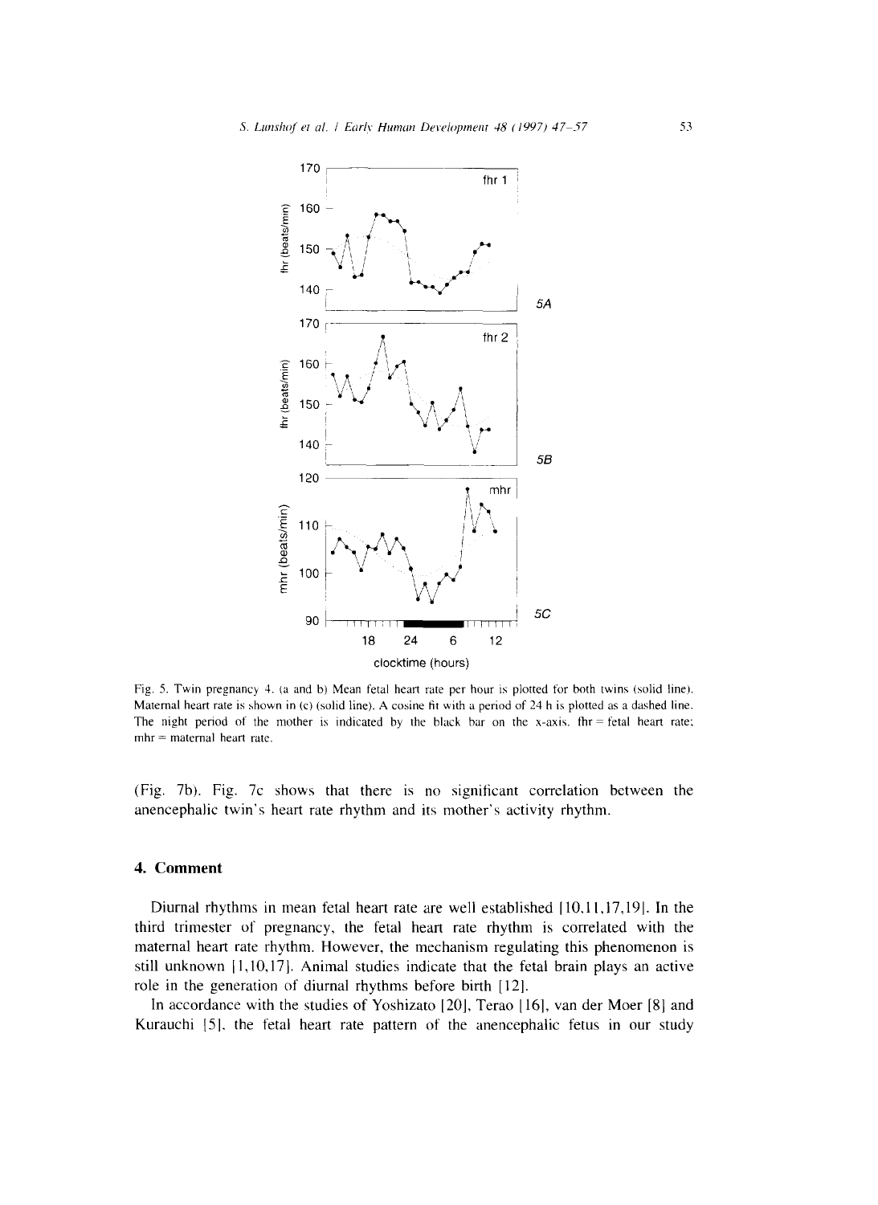170

fhr 1

160

150

140

fhr (beats/min)

5A

170

fhr 2

160

150

140

fhr (beats/min)

5B

120

mhr

110

100

90

mhr (beats/min)

5C

18 24 6 12

clocktime (hours)

Fig. 5. Twin pregnancy 4. (a and b) Mean fetal heart rate per hour is plotted for both twins (solid line). Maternal heart rate is shown in (c) (solid line). A cosine fit with a period of 24 h is plotted as a dashed line. The night period of the mother is indicated by the black bar on the x-axis. fhr = fetal heart rate; mhr = maternal heart rate.

(Fig. 7b). Fig. 7c shows that there is no significant correlation between the anencephalic twin's heart rate rhythm and its mother's activity rhythm.

## 4. Comment

Diurnal rhythms in mean fetal heart rate are well established [10,11,17,19]. In the third trimester of pregnancy, the fetal heart rate rhythm is correlated with the maternal heart rate rhythm. However, the mechanism regulating this phenomenon is still unknown [1,10,17]. Animal studies indicate that the fetal brain plays an active role in the generation of diurnal rhythms before birth [12].

In accordance with the studies of Yoshizato [20], Terao [16], van der Moer [8] and Kurauchi [5], the fetal heart rate pattern of the anencephalic fetus in our study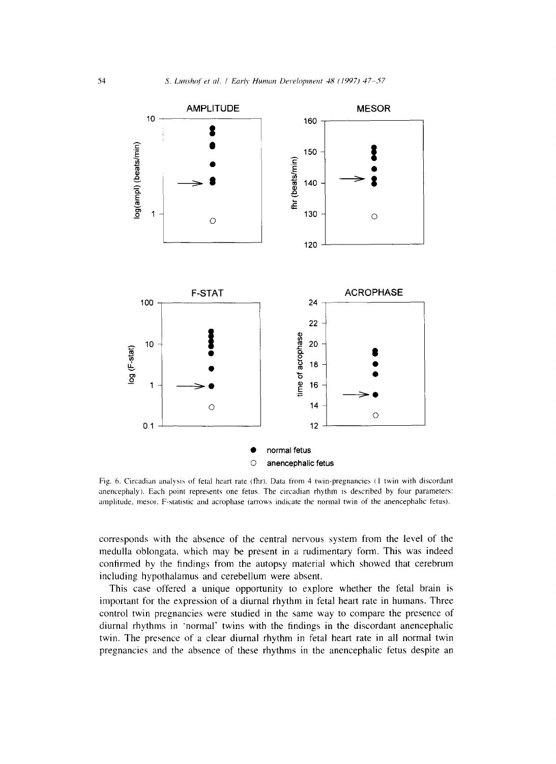AMPLITUDE

10

log(ampl) (beats/min)

1

MESOR

160

150

fhr (beats/min)

140

130

120

F-STAT

100

10

log (F-stat)

1

0.1

ACROPHASE

24

22

20

time of acrophase

18

16

14

12

● normal fetus

○ anencephalic fetus

Fig. 6. Circadian analysis of fetal heart rate (fhr). Data from 4 twin-pregnancies (1 twin with discordant anencephaly). Each point represents one fetus. The circadian rhythm is described by four parameters: amplitude, mesor, F-statistic and acrophase (arrows indicate the normal twin of the anencephalic fetus).

corresponds with the absence of the central nervous system from the level of the medulla oblongata, which may be present in a rudimentary form. This was indeed confirmed by the findings from the autopsy material which showed that cerebrum including hypothalamus and cerebellum were absent.

This case offered a unique opportunity to explore whether the fetal brain is important for the expression of a diurnal rhythm in fetal heart rate in humans. Three control twin pregnancies were studied in the same way to compare the presence of diurnal rhythms in 'normal' twins with the findings in the discordant anencephalic twin. The presence of a clear diurnal rhythm in fetal heart rate in all normal twin pregnancies and the absence of these rhythms in the anencephalic fetus despite an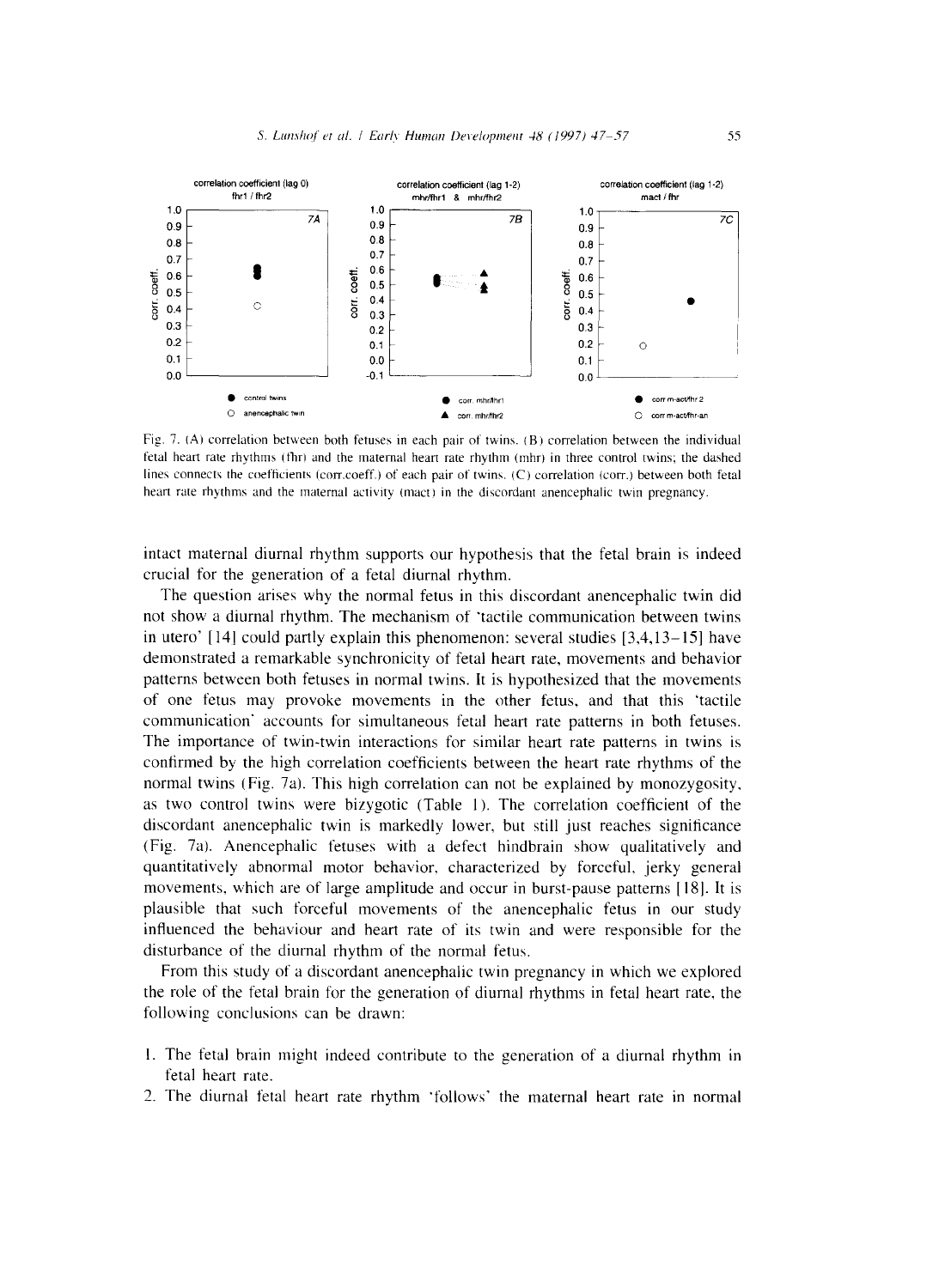correlation coefficient (lag 0)
fhr1 / fhr2

7A

1.0
0.9
0.8
0.7
0.6
0.5
0.4
0.3
0.2
0.1
0.0

corr. coeff.

● control twins
○ anencephalic twin

correlation coefficient (lag 1-2)
mhr/fhr1 & mhr/fhr2

7B

1.0
0.9
0.8
0.7
0.6
0.5
0.4
0.3
0.2
0.1
0.0
-0.1

corr. coeff.

● corr. mhr/fhr1
▲ corr. mhr/fhr2

correlation coefficient (lag 1-2)
mact / fhr

7C

1.0
0.9
0.8
0.7
0.6
0.5
0.4
0.3
0.2
0.1
0.0

corr. coeff.

● corr m-act/fhr 2
○ corr m-act/fhr-an

Fig. 7. (A) correlation between both fetuses in each pair of twins. (B) correlation between the individual fetal heart rate rhythms (fhr) and the maternal heart rate rhythm (mhr) in three control twins; the dashed lines connects the coefficients (corr.coeff.) of each pair of twins. (C) correlation (corr.) between both fetal heart rate rhythms and the maternal activity (mact) in the discordant anencephalic twin pregnancy.

intact maternal diurnal rhythm supports our hypothesis that the fetal brain is indeed crucial for the generation of a fetal diurnal rhythm.

The question arises why the normal fetus in this discordant anencephalic twin did not show a diurnal rhythm. The mechanism of 'tactile communication between twins in utero' [14] could partly explain this phenomenon: several studies [3,4,13–15] have demonstrated a remarkable synchronicity of fetal heart rate, movements and behavior patterns between both fetuses in normal twins. It is hypothesized that the movements of one fetus may provoke movements in the other fetus, and that this 'tactile communication' accounts for simultaneous fetal heart rate patterns in both fetuses. The importance of twin-twin interactions for similar heart rate patterns in twins is confirmed by the high correlation coefficients between the heart rate rhythms of the normal twins (Fig. 7a). This high correlation can not be explained by monozygosity, as two control twins were bizygotic (Table 1). The correlation coefficient of the discordant anencephalic twin is markedly lower, but still just reaches significance (Fig. 7a). Anencephalic fetuses with a defect hindbrain show qualitatively and quantitatively abnormal motor behavior, characterized by forceful, jerky general movements, which are of large amplitude and occur in burst-pause patterns [18]. It is plausible that such forceful movements of the anencephalic fetus in our study influenced the behaviour and heart rate of its twin and were responsible for the disturbance of the diurnal rhythm of the normal fetus.

From this study of a discordant anencephalic twin pregnancy in which we explored the role of the fetal brain for the generation of diurnal rhythms in fetal heart rate, the following conclusions can be drawn:

1. The fetal brain might indeed contribute to the generation of a diurnal rhythm in fetal heart rate.
2. The diurnal fetal heart rate rhythm 'follows' the maternal heart rate in normal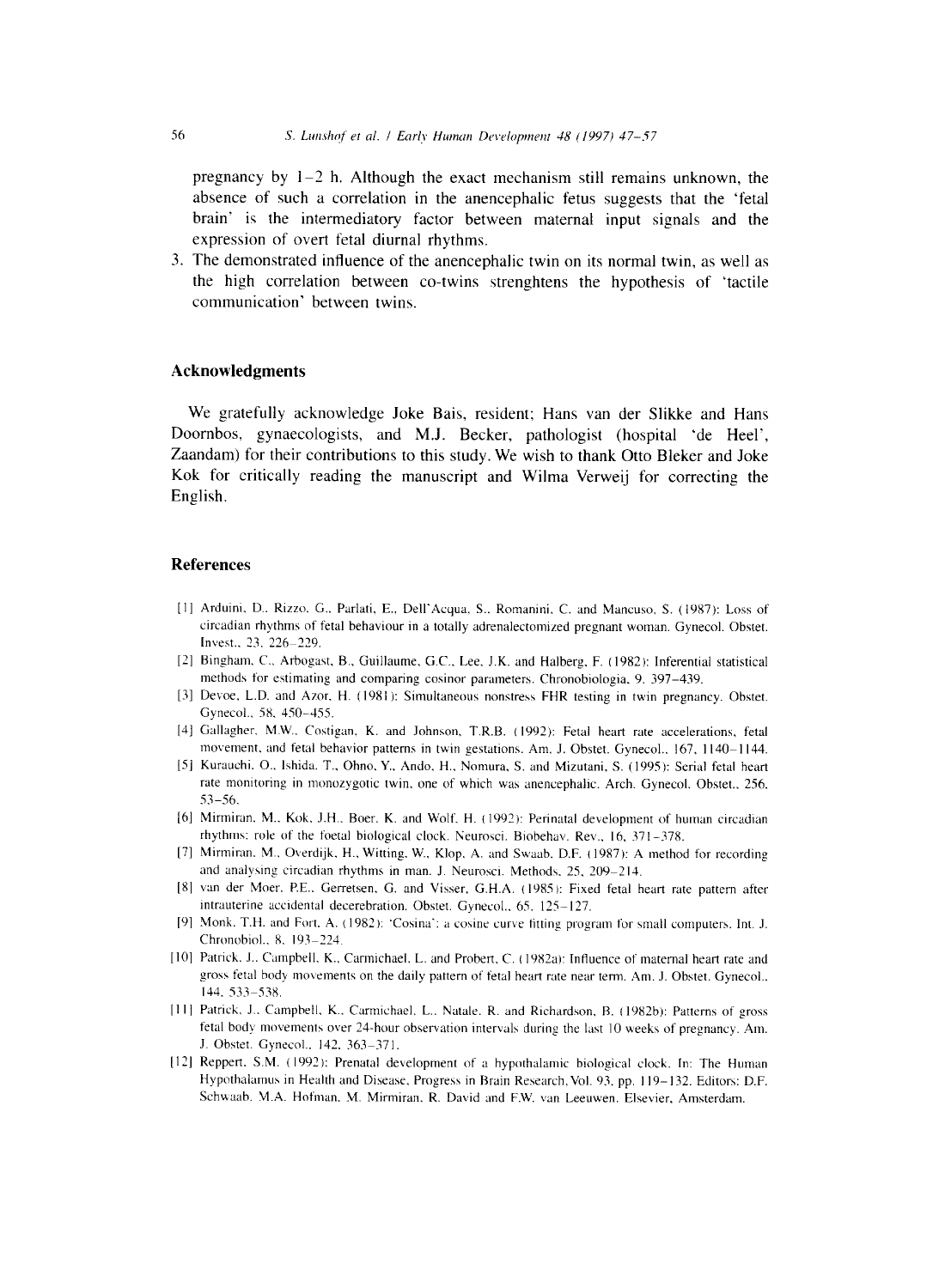pregnancy by 1–2 h. Although the exact mechanism still remains unknown, the absence of such a correlation in the anencephalic fetus suggests that the 'fetal brain' is the intermediatory factor between maternal input signals and the expression of overt fetal diurnal rhythms.

3. The demonstrated influence of the anencephalic twin on its normal twin, as well as the high correlation between co-twins strenghtens the hypothesis of 'tactile communication' between twins.

## Acknowledgments

We gratefully acknowledge Joke Bais, resident; Hans van der Slikke and Hans Doornbos, gynaecologists, and M.J. Becker, pathologist (hospital 'de Heel', Zaandam) for their contributions to this study. We wish to thank Otto Bleker and Joke Kok for critically reading the manuscript and Wilma Verweij for correcting the English.

## References

[1] Arduini, D., Rizzo, G., Parlati, E., Dell'Acqua, S., Romanini, C. and Mancuso, S. (1987): Loss of circadian rhythms of fetal behaviour in a totally adrenalectomized pregnant woman. Gynecol. Obstet. Invest., 23, 226–229.

[2] Bingham, C., Arbogast, B., Guillaume, G.C., Lee, J.K. and Halberg, F. (1982): Inferential statistical methods for estimating and comparing cosinor parameters. Chronobiologia, 9, 397–439.

[3] Devoe, L.D. and Azor, H. (1981): Simultaneous nonstress FHR testing in twin pregnancy. Obstet. Gynecol., 58, 450–455.

[4] Gallagher, M.W., Costigan, K. and Johnson, T.R.B. (1992): Fetal heart rate accelerations, fetal movement, and fetal behavior patterns in twin gestations. Am. J. Obstet. Gynecol., 167, 1140–1144.

[5] Kurauchi, O., Ishida, T., Ohno, Y., Ando, H., Nomura, S. and Mizutani, S. (1995): Serial fetal heart rate monitoring in monozygotic twin, one of which was anencephalic. Arch. Gynecol. Obstet., 256, 53–56.

[6] Mirmiran, M., Kok, J.H., Boer, K. and Wolf, H. (1992): Perinatal development of human circadian rhythms: role of the foetal biological clock. Neurosci. Biobehav. Rev., 16, 371–378.

[7] Mirmiran, M., Overdijk, H., Witting, W., Klop, A. and Swaab, D.F. (1987): A method for recording and analysing circadian rhythms in man. J. Neurosci. Methods, 25, 209–214.

[8] van der Moer, P.E., Gerretsen, G. and Visser, G.H.A. (1985): Fixed fetal heart rate pattern after intrauterine accidental decerebration. Obstet. Gynecol., 65, 125–127.

[9] Monk, T.H. and Fort, A. (1982): 'Cosina': a cosine curve fitting program for small computers. Int. J. Chronobiol., 8, 193–224.

[10] Patrick, J., Campbell, K., Carmichael, L. and Probert, C. (1982a): Influence of maternal heart rate and gross fetal body movements on the daily pattern of fetal heart rate near term. Am. J. Obstet. Gynecol., 144, 533–538.

[11] Patrick, J., Campbell, K., Carmichael, L., Natale, R. and Richardson, B. (1982b): Patterns of gross fetal body movements over 24-hour observation intervals during the last 10 weeks of pregnancy. Am. J. Obstet. Gynecol., 142, 363–371.

[12] Reppert, S.M. (1992): Prenatal development of a hypothalamic biological clock. In: The Human Hypothalamus in Health and Disease, Progress in Brain Research, Vol. 93, pp. 119–132. Editors: D.F. Schwaab, M.A. Hofman, M. Mirmiran, R. David and F.W. van Leeuwen. Elsevier, Amsterdam.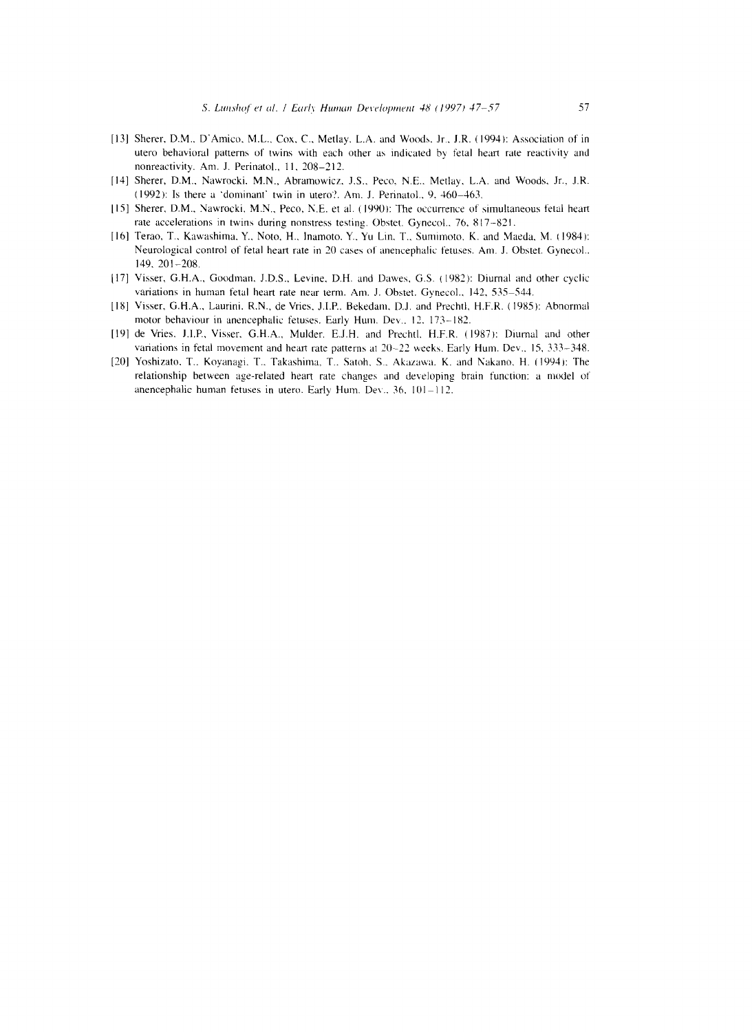[13] Sherer, D.M., D'Amico, M.L., Cox, C., Metlay, L.A. and Woods, Jr., J.R. (1994): Association of in utero behavioral patterns of twins with each other as indicated by fetal heart rate reactivity and nonreactivity. Am. J. Perinatol., 11, 208–212.

[14] Sherer, D.M., Nawrocki, M.N., Abramowicz, J.S., Peco, N.E., Metlay, L.A. and Woods, Jr., J.R. (1992): Is there a 'dominant' twin in utero?. Am. J. Perinatol., 9, 460–463.

[15] Sherer, D.M., Nawrocki, M.N., Peco, N.E. et al. (1990): The occurrence of simultaneous fetal heart rate accelerations in twins during nonstress testing. Obstet. Gynecol., 76, 817–821.

[16] Terao, T., Kawashima, Y., Noto, H., Inamoto, Y., Yu Lin, T., Sumimoto, K. and Maeda, M. (1984): Neurological control of fetal heart rate in 20 cases of anencephalic fetuses. Am. J. Obstet. Gynecol., 149, 201–208.

[17] Visser, G.H.A., Goodman, J.D.S., Levine, D.H. and Dawes, G.S. (1982): Diurnal and other cyclic variations in human fetal heart rate near term. Am. J. Obstet. Gynecol., 142, 535–544.

[18] Visser, G.H.A., Laurini, R.N., de Vries, J.I.P., Bekedam, D.J. and Prechtl, H.F.R. (1985): Abnormal motor behaviour in anencephalic fetuses. Early Hum. Dev., 12, 173–182.

[19] de Vries, J.I.P., Visser, G.H.A., Mulder, E.J.H. and Prechtl, H.F.R. (1987): Diurnal and other variations in fetal movement and heart rate patterns at 20–22 weeks. Early Hum. Dev., 15, 333–348.

[20] Yoshizato, T., Koyanagi, T., Takashima, T., Satoh, S., Akazawa, K. and Nakano, H. (1994): The relationship between age-related heart rate changes and developing brain function: a model of anencephalic human fetuses in utero. Early Hum. Dev., 36, 101–112.